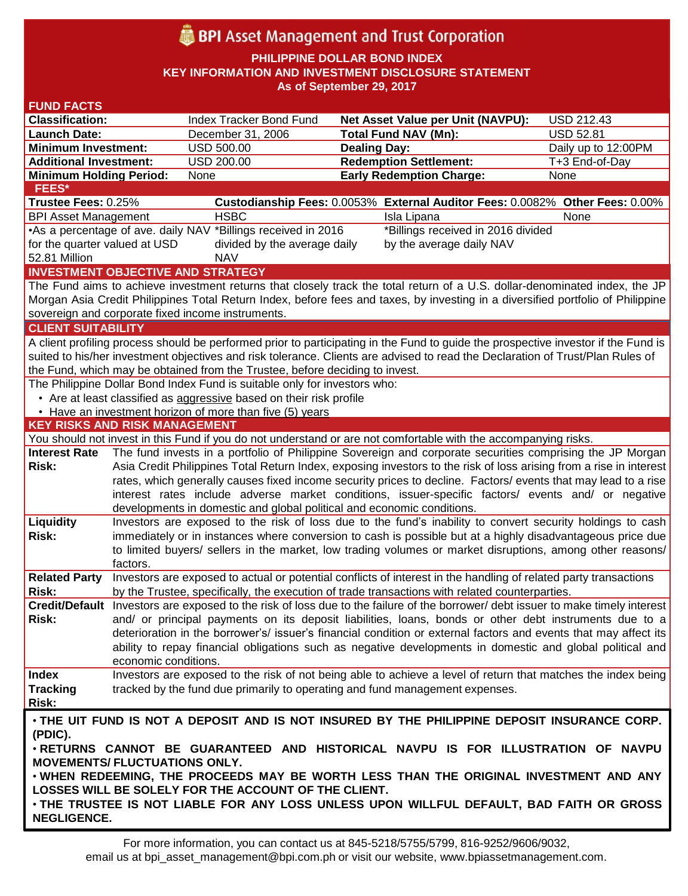# BPI Asset Management and Trust Corporation

**PHILIPPINE DOLLAR BOND INDEX**
**KEY INFORMATION AND INVESTMENT DISCLOSURE STATEMENT**
**As of September 29, 2017**

## FUND FACTS

| | | | |
|---|---|---|---|
| **Classification:** | Index Tracker Bond Fund | **Net Asset Value per Unit (NAVPU):** | USD 212.43 |
| **Launch Date:** | December 31, 2006 | **Total Fund NAV (Mn):** | USD 52.81 |
| **Minimum Investment:** | USD 500.00 | **Dealing Day:** | Daily up to 12:00PM |
| **Additional Investment:** | USD 200.00 | **Redemption Settlement:** | T+3 End-of-Day |
| **Minimum Holding Period:** | None | **Early Redemption Charge:** | None |

## FEES*

| **Trustee Fees:** 0.25% | **Custodianship Fees:** 0.0053% | **External Auditor Fees:** 0.0082% | **Other Fees:** 0.00% |
|---|---|---|---|
| BPI Asset Management | HSBC | Isla Lipana | None |
| •As a percentage of ave. daily NAV for the quarter valued at USD 52.81 Million | *Billings received in 2016 divided by the average daily NAV | *Billings received in 2016 divided by the average daily NAV | |

## INVESTMENT OBJECTIVE AND STRATEGY

The Fund aims to achieve investment returns that closely track the total return of a U.S. dollar-denominated index, the JP Morgan Asia Credit Philippines Total Return Index, before fees and taxes, by investing in a diversified portfolio of Philippine sovereign and corporate fixed income instruments.

## CLIENT SUITABILITY

A client profiling process should be performed prior to participating in the Fund to guide the prospective investor if the Fund is suited to his/her investment objectives and risk tolerance. Clients are advised to read the Declaration of Trust/Plan Rules of the Fund, which may be obtained from the Trustee, before deciding to invest.

The Philippine Dollar Bond Index Fund is suitable only for investors who:

- Are at least classified as aggressive based on their risk profile
- Have an investment horizon of more than five (5) years

## KEY RISKS AND RISK MANAGEMENT

You should not invest in this Fund if you do not understand or are not comfortable with the accompanying risks.

| | |
|---|---|
| **Interest Rate Risk:** | The fund invests in a portfolio of Philippine Sovereign and corporate securities comprising the JP Morgan Asia Credit Philippines Total Return Index, exposing investors to the risk of loss arising from a rise in interest rates, which generally causes fixed income security prices to decline. Factors/ events that may lead to a rise interest rates include adverse market conditions, issuer-specific factors/ events and/ or negative developments in domestic and global political and economic conditions. |
| **Liquidity Risk:** | Investors are exposed to the risk of loss due to the fund's inability to convert security holdings to cash immediately or in instances where conversion to cash is possible but at a highly disadvantageous price due to limited buyers/ sellers in the market, low trading volumes or market disruptions, among other reasons/ factors. |
| **Related Party Risk:** | Investors are exposed to actual or potential conflicts of interest in the handling of related party transactions by the Trustee, specifically, the execution of trade transactions with related counterparties. |
| **Credit/Default Risk:** | Investors are exposed to the risk of loss due to the failure of the borrower/ debt issuer to make timely interest and/ or principal payments on its deposit liabilities, loans, bonds or other debt instruments due to a deterioration in the borrower's/ issuer's financial condition or external factors and events that may affect its ability to repay financial obligations such as negative developments in domestic and global political and economic conditions. |
| **Index Tracking Risk:** | Investors are exposed to the risk of not being able to achieve a level of return that matches the index being tracked by the fund due primarily to operating and fund management expenses. |

**• THE UIT FUND IS NOT A DEPOSIT AND IS NOT INSURED BY THE PHILIPPINE DEPOSIT INSURANCE CORP. (PDIC).**
**• RETURNS CANNOT BE GUARANTEED AND HISTORICAL NAVPU IS FOR ILLUSTRATION OF NAVPU MOVEMENTS/ FLUCTUATIONS ONLY.**
**• WHEN REDEEMING, THE PROCEEDS MAY BE WORTH LESS THAN THE ORIGINAL INVESTMENT AND ANY LOSSES WILL BE SOLELY FOR THE ACCOUNT OF THE CLIENT.**
**• THE TRUSTEE IS NOT LIABLE FOR ANY LOSS UNLESS UPON WILLFUL DEFAULT, BAD FAITH OR GROSS NEGLIGENCE.**

For more information, you can contact us at 845-5218/5755/5799, 816-9252/9606/9032, email us at bpi_asset_management@bpi.com.ph or visit our website, www.bpiassetmanagement.com.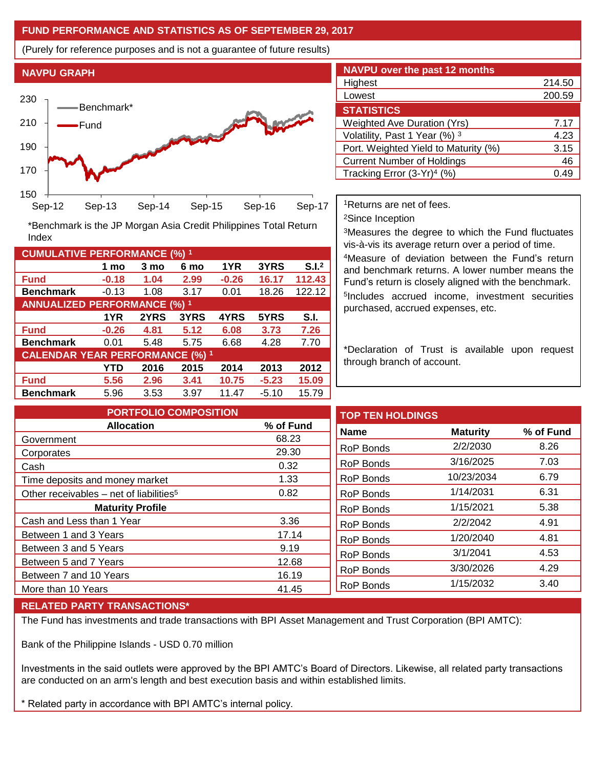## FUND PERFORMANCE AND STATISTICS AS OF SEPTEMBER 29, 2017

(Purely for reference purposes and is not a guarantee of future results)

### NAVPU GRAPH

*Benchmark is the JP Morgan Asia Credit Philippines Total Return Index

### NAVPU over the past 12 months

| | |
|---|---|
| Highest | 214.50 |
| Lowest | 200.59 |

### STATISTICS

| | |
|---|---|
| Weighted Ave Duration (Yrs) | 7.17 |
| Volatility, Past 1 Year (%) [3] | 4.23 |
| Port. Weighted Yield to Maturity (%) | 3.15 |
| Current Number of Holdings | 46 |
| Tracking Error (3-Yr)[4] (%) | 0.49 |

[1]Returns are net of fees.

[2]Since Inception

[3]Measures the degree to which the Fund fluctuates vis-à-vis its average return over a period of time.

[4]Measure of deviation between the Fund's return and benchmark returns. A lower number means the Fund's return is closely aligned with the benchmark.

[5]Includes accrued income, investment securities purchased, accrued expenses, etc.

*Declaration of Trust is available upon request through branch of account.

### CUMULATIVE PERFORMANCE (%) [1]

| | 1 mo | 3 mo | 6 mo | 1YR | 3YRS | S.I.[2] |
|---|---|---|---|---|---|---|
| **Fund** | **-0.18** | **1.04** | **2.99** | **-0.26** | **16.17** | **112.43** |
| **Benchmark** | -0.13 | 1.08 | 3.17 | 0.01 | 18.26 | 122.12 |

### ANNUALIZED PERFORMANCE (%) [1]

| | 1YR | 2YRS | 3YRS | 4YRS | 5YRS | S.I. |
|---|---|---|---|---|---|---|
| **Fund** | **-0.26** | **4.81** | **5.12** | **6.08** | **3.73** | **7.26** |
| **Benchmark** | 0.01 | 5.48 | 5.75 | 6.68 | 4.28 | 7.70 |

### CALENDAR YEAR PERFORMANCE (%) [1]

| | YTD | 2016 | 2015 | 2014 | 2013 | 2012 |
|---|---|---|---|---|---|---|
| **Fund** | **5.56** | **2.96** | **3.41** | **10.75** | **-5.23** | **15.09** |
| **Benchmark** | 5.96 | 3.53 | 3.97 | 11.47 | -5.10 | 15.79 |

### PORTFOLIO COMPOSITION

| Allocation | % of Fund |
|---|---|
| Government | 68.23 |
| Corporates | 29.30 |
| Cash | 0.32 |
| Time deposits and money market | 1.33 |
| Other receivables – net of liabilities[5] | 0.82 |
| **Maturity Profile** | |
| Cash and Less than 1 Year | 3.36 |
| Between 1 and 3 Years | 17.14 |
| Between 3 and 5 Years | 9.19 |
| Between 5 and 7 Years | 12.68 |
| Between 7 and 10 Years | 16.19 |
| More than 10 Years | 41.45 |

### TOP TEN HOLDINGS

| Name | Maturity | % of Fund |
|---|---|---|
| RoP Bonds | 2/2/2030 | 8.26 |
| RoP Bonds | 3/16/2025 | 7.03 |
| RoP Bonds | 10/23/2034 | 6.79 |
| RoP Bonds | 1/14/2031 | 6.31 |
| RoP Bonds | 1/15/2021 | 5.38 |
| RoP Bonds | 2/2/2042 | 4.91 |
| RoP Bonds | 1/20/2040 | 4.81 |
| RoP Bonds | 3/1/2041 | 4.53 |
| RoP Bonds | 3/30/2026 | 4.29 |
| RoP Bonds | 1/15/2032 | 3.40 |

### RELATED PARTY TRANSACTIONS*

The Fund has investments and trade transactions with BPI Asset Management and Trust Corporation (BPI AMTC):

Bank of the Philippine Islands - USD 0.70 million

Investments in the said outlets were approved by the BPI AMTC's Board of Directors. Likewise, all related party transactions are conducted on an arm's length and best execution basis and within established limits.

* Related party in accordance with BPI AMTC's internal policy.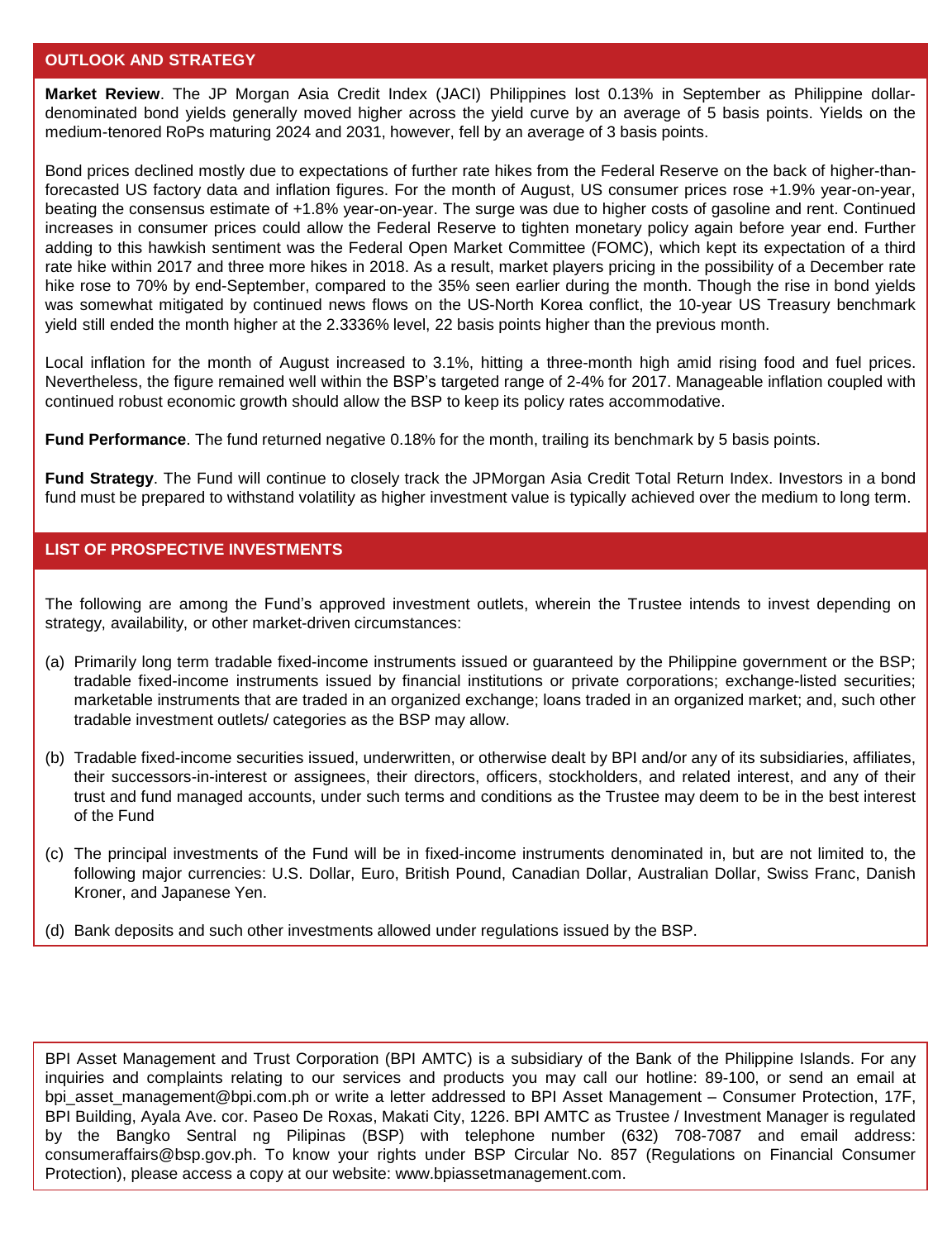## OUTLOOK AND STRATEGY

**Market Review**. The JP Morgan Asia Credit Index (JACI) Philippines lost 0.13% in September as Philippine dollar-denominated bond yields generally moved higher across the yield curve by an average of 5 basis points. Yields on the medium-tenored RoPs maturing 2024 and 2031, however, fell by an average of 3 basis points.

Bond prices declined mostly due to expectations of further rate hikes from the Federal Reserve on the back of higher-than-forecasted US factory data and inflation figures. For the month of August, US consumer prices rose +1.9% year-on-year, beating the consensus estimate of +1.8% year-on-year. The surge was due to higher costs of gasoline and rent. Continued increases in consumer prices could allow the Federal Reserve to tighten monetary policy again before year end. Further adding to this hawkish sentiment was the Federal Open Market Committee (FOMC), which kept its expectation of a third rate hike within 2017 and three more hikes in 2018. As a result, market players pricing in the possibility of a December rate hike rose to 70% by end-September, compared to the 35% seen earlier during the month. Though the rise in bond yields was somewhat mitigated by continued news flows on the US-North Korea conflict, the 10-year US Treasury benchmark yield still ended the month higher at the 2.3336% level, 22 basis points higher than the previous month.

Local inflation for the month of August increased to 3.1%, hitting a three-month high amid rising food and fuel prices. Nevertheless, the figure remained well within the BSP's targeted range of 2-4% for 2017. Manageable inflation coupled with continued robust economic growth should allow the BSP to keep its policy rates accommodative.

**Fund Performance**. The fund returned negative 0.18% for the month, trailing its benchmark by 5 basis points.

**Fund Strategy**. The Fund will continue to closely track the JPMorgan Asia Credit Total Return Index. Investors in a bond fund must be prepared to withstand volatility as higher investment value is typically achieved over the medium to long term.

## LIST OF PROSPECTIVE INVESTMENTS

The following are among the Fund's approved investment outlets, wherein the Trustee intends to invest depending on strategy, availability, or other market-driven circumstances:

(a) Primarily long term tradable fixed-income instruments issued or guaranteed by the Philippine government or the BSP; tradable fixed-income instruments issued by financial institutions or private corporations; exchange-listed securities; marketable instruments that are traded in an organized exchange; loans traded in an organized market; and, such other tradable investment outlets/ categories as the BSP may allow.

(b) Tradable fixed-income securities issued, underwritten, or otherwise dealt by BPI and/or any of its subsidiaries, affiliates, their successors-in-interest or assignees, their directors, officers, stockholders, and related interest, and any of their trust and fund managed accounts, under such terms and conditions as the Trustee may deem to be in the best interest of the Fund

(c) The principal investments of the Fund will be in fixed-income instruments denominated in, but are not limited to, the following major currencies: U.S. Dollar, Euro, British Pound, Canadian Dollar, Australian Dollar, Swiss Franc, Danish Kroner, and Japanese Yen.

(d) Bank deposits and such other investments allowed under regulations issued by the BSP.

BPI Asset Management and Trust Corporation (BPI AMTC) is a subsidiary of the Bank of the Philippine Islands. For any inquiries and complaints relating to our services and products you may call our hotline: 89-100, or send an email at bpi_asset_management@bpi.com.ph or write a letter addressed to BPI Asset Management – Consumer Protection, 17F, BPI Building, Ayala Ave. cor. Paseo De Roxas, Makati City, 1226. BPI AMTC as Trustee / Investment Manager is regulated by the Bangko Sentral ng Pilipinas (BSP) with telephone number (632) 708-7087 and email address: consumeraffairs@bsp.gov.ph. To know your rights under BSP Circular No. 857 (Regulations on Financial Consumer Protection), please access a copy at our website: www.bpiassetmanagement.com.